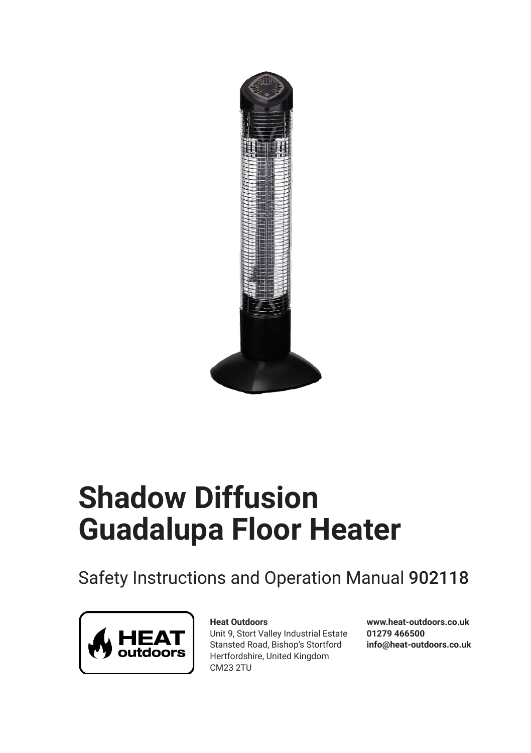# Shadow Diffusion Guadalupe Floor Heater

Safety Instructions and Operation Manual 902118

**Heat Outdoors**
Unit 9, Stort Valley Industrial Estate
Stansted Road, Bishop's Stortford
Hertfordshire, United Kingdom
CM23 2TU

**www.heat-outdoors.co.uk**
**01279 466500**
**info@heat-outdoors.co.uk**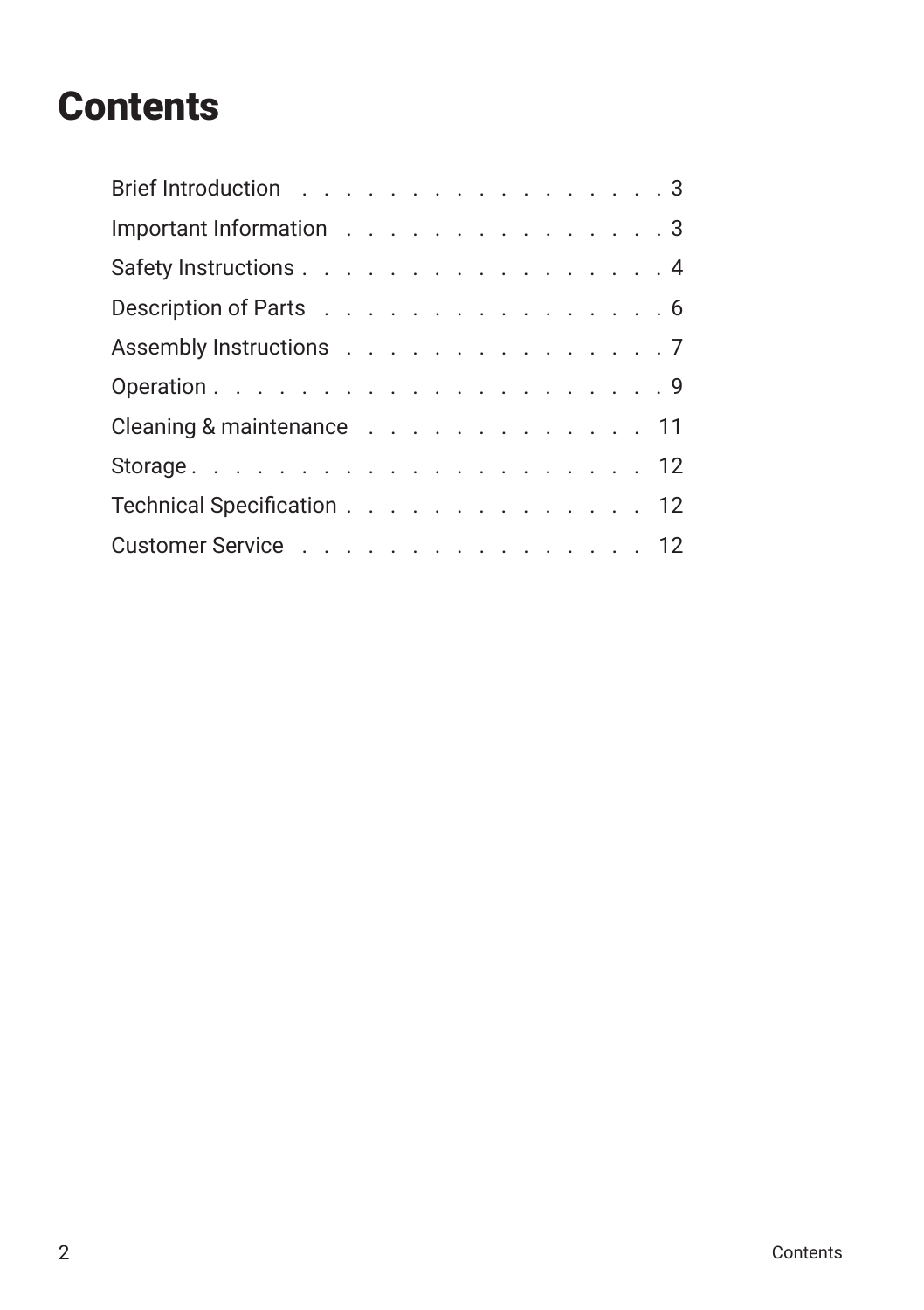# Contents

| Section | Page |
|---|---|
| Brief Introduction | 3 |
| Important Information | 3 |
| Safety Instructions | 4 |
| Description of Parts | 6 |
| Assembly Instructions | 7 |
| Operation | 9 |
| Cleaning & maintenance | 11 |
| Storage | 12 |
| Technical Specification | 12 |
| Customer Service | 12 |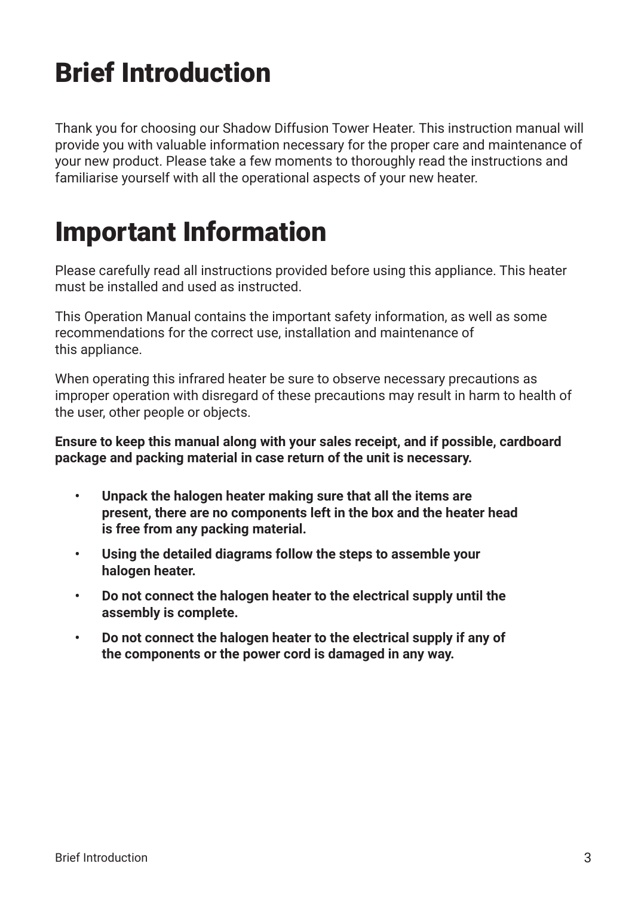# Brief Introduction

Thank you for choosing our Shadow Diffusion Tower Heater. This instruction manual will provide you with valuable information necessary for the proper care and maintenance of your new product. Please take a few moments to thoroughly read the instructions and familiarise yourself with all the operational aspects of your new heater.

# Important Information

Please carefully read all instructions provided before using this appliance. This heater must be installed and used as instructed.

This Operation Manual contains the important safety information, as well as some recommendations for the correct use, installation and maintenance of this appliance.

When operating this infrared heater be sure to observe necessary precautions as improper operation with disregard of these precautions may result in harm to health of the user, other people or objects.

**Ensure to keep this manual along with your sales receipt, and if possible, cardboard package and packing material in case return of the unit is necessary.**

- **Unpack the halogen heater making sure that all the items are present, there are no components left in the box and the heater head is free from any packing material.**
- **Using the detailed diagrams follow the steps to assemble your halogen heater.**
- **Do not connect the halogen heater to the electrical supply until the assembly is complete.**
- **Do not connect the halogen heater to the electrical supply if any of the components or the power cord is damaged in any way.**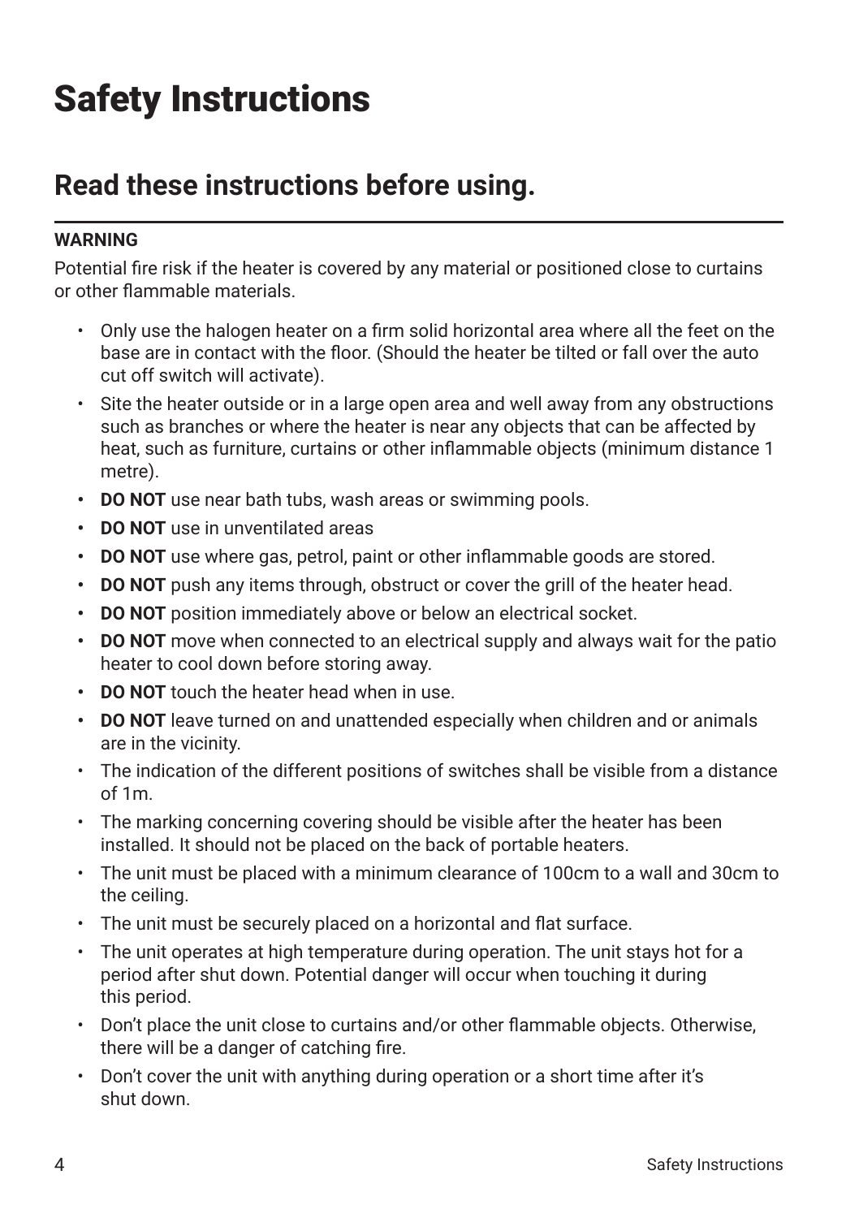# Safety Instructions

## Read these instructions before using.

**WARNING**

Potential fire risk if the heater is covered by any material or positioned close to curtains or other flammable materials.

- Only use the halogen heater on a firm solid horizontal area where all the feet on the base are in contact with the floor. (Should the heater be tilted or fall over the auto cut off switch will activate).
- Site the heater outside or in a large open area and well away from any obstructions such as branches or where the heater is near any objects that can be affected by heat, such as furniture, curtains or other inflammable objects (minimum distance 1 metre).
- **DO NOT** use near bath tubs, wash areas or swimming pools.
- **DO NOT** use in unventilated areas
- **DO NOT** use where gas, petrol, paint or other inflammable goods are stored.
- **DO NOT** push any items through, obstruct or cover the grill of the heater head.
- **DO NOT** position immediately above or below an electrical socket.
- **DO NOT** move when connected to an electrical supply and always wait for the patio heater to cool down before storing away.
- **DO NOT** touch the heater head when in use.
- **DO NOT** leave turned on and unattended especially when children and or animals are in the vicinity.
- The indication of the different positions of switches shall be visible from a distance of 1m.
- The marking concerning covering should be visible after the heater has been installed. It should not be placed on the back of portable heaters.
- The unit must be placed with a minimum clearance of 100cm to a wall and 30cm to the ceiling.
- The unit must be securely placed on a horizontal and flat surface.
- The unit operates at high temperature during operation. The unit stays hot for a period after shut down. Potential danger will occur when touching it during this period.
- Don't place the unit close to curtains and/or other flammable objects. Otherwise, there will be a danger of catching fire.
- Don't cover the unit with anything during operation or a short time after it's shut down.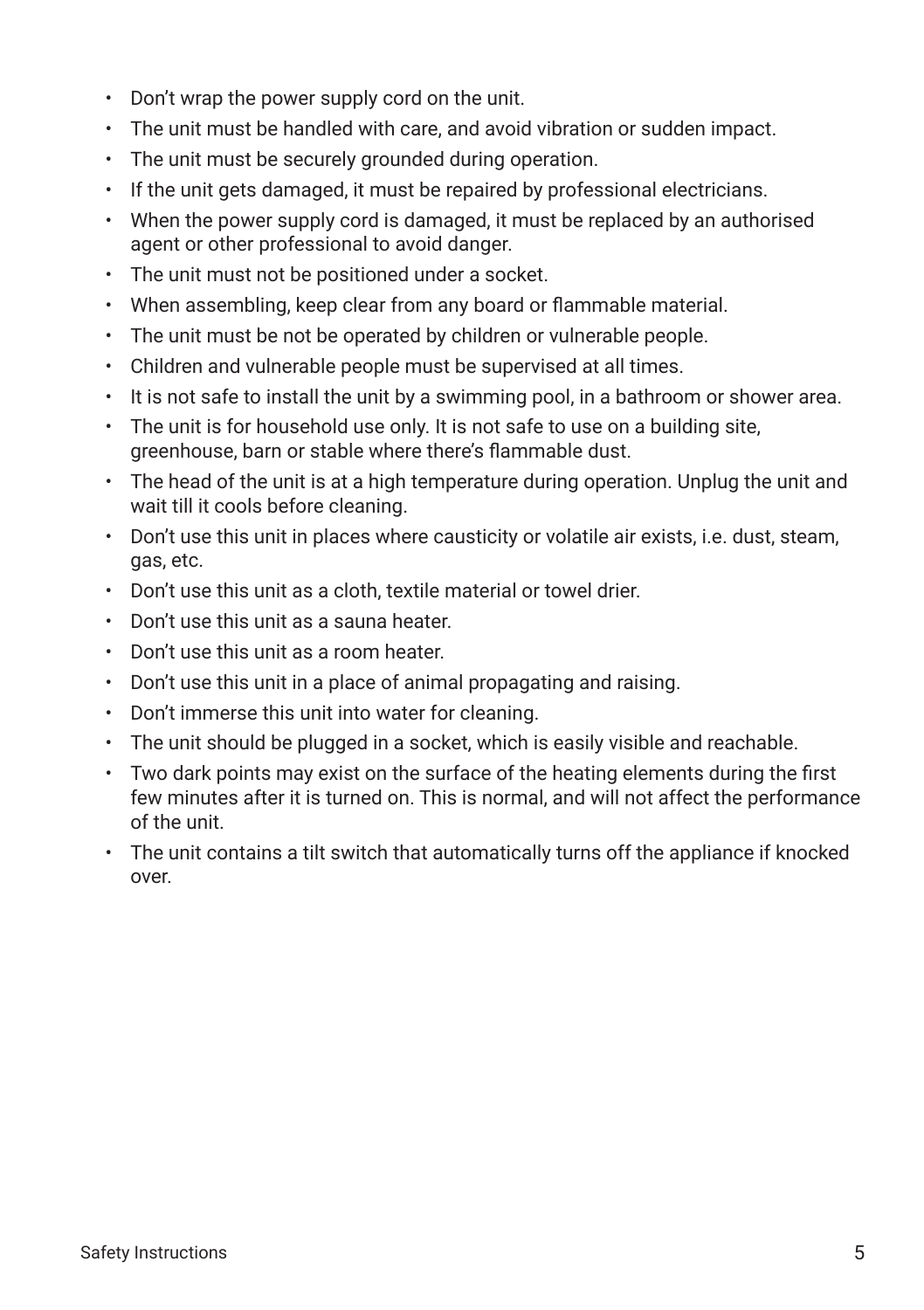- Don’t wrap the power supply cord on the unit.
- The unit must be handled with care, and avoid vibration or sudden impact.
- The unit must be securely grounded during operation.
- If the unit gets damaged, it must be repaired by professional electricians.
- When the power supply cord is damaged, it must be replaced by an authorised agent or other professional to avoid danger.
- The unit must not be positioned under a socket.
- When assembling, keep clear from any board or flammable material.
- The unit must be not be operated by children or vulnerable people.
- Children and vulnerable people must be supervised at all times.
- It is not safe to install the unit by a swimming pool, in a bathroom or shower area.
- The unit is for household use only. It is not safe to use on a building site, greenhouse, barn or stable where there’s flammable dust.
- The head of the unit is at a high temperature during operation. Unplug the unit and wait till it cools before cleaning.
- Don’t use this unit in places where causticity or volatile air exists, i.e. dust, steam, gas, etc.
- Don’t use this unit as a cloth, textile material or towel drier.
- Don’t use this unit as a sauna heater.
- Don’t use this unit as a room heater.
- Don’t use this unit in a place of animal propagating and raising.
- Don’t immerse this unit into water for cleaning.
- The unit should be plugged in a socket, which is easily visible and reachable.
- Two dark points may exist on the surface of the heating elements during the first few minutes after it is turned on. This is normal, and will not affect the performance of the unit.
- The unit contains a tilt switch that automatically turns off the appliance if knocked over.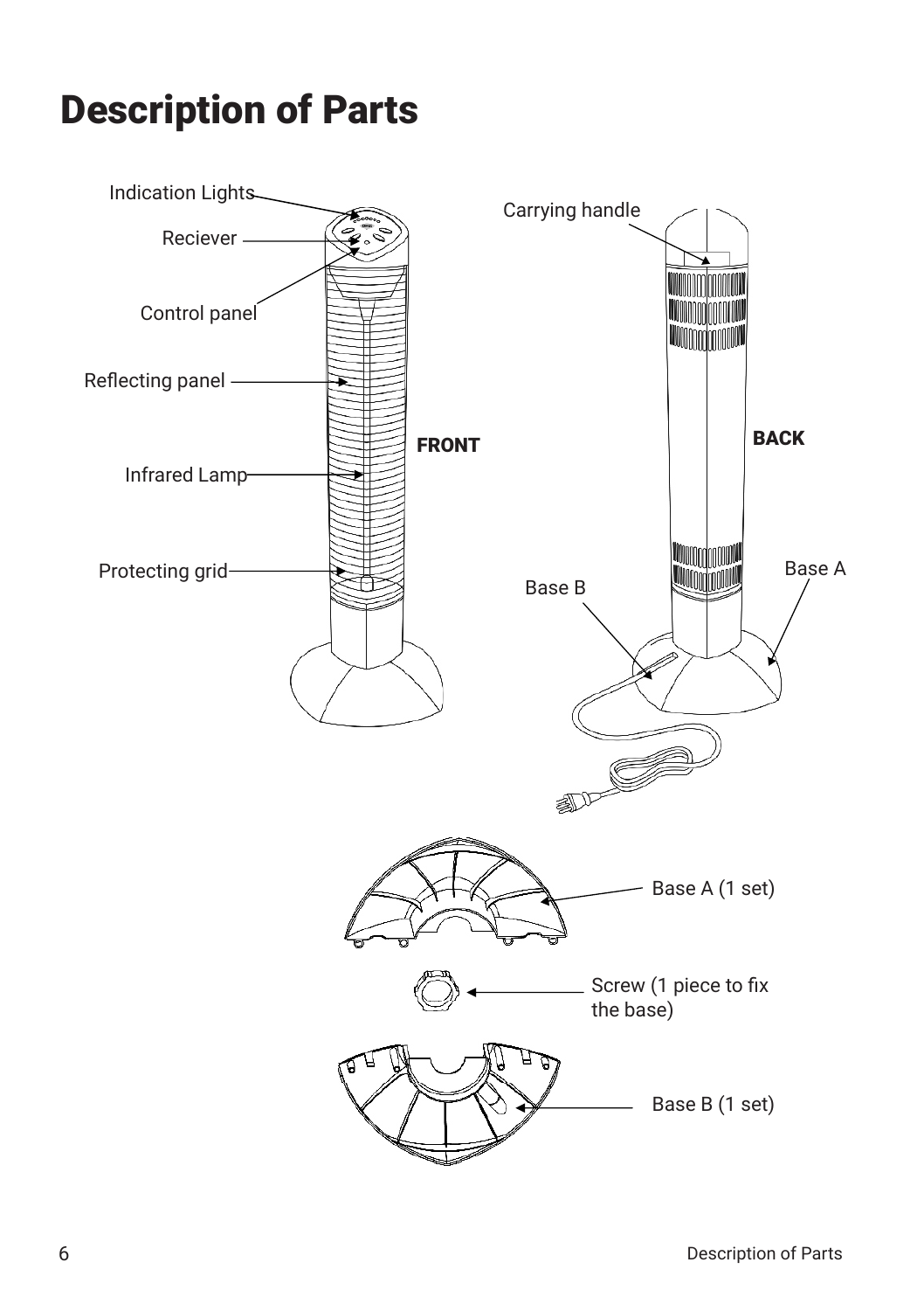# Description of Parts

Indication Lights

Reciever

Control panel

Reflecting panel

Infrared Lamp

Protecting grid

FRONT

Carrying handle

BACK

Base A

Base B

Base A (1 set)

Screw (1 piece to fix the base)

Base B (1 set)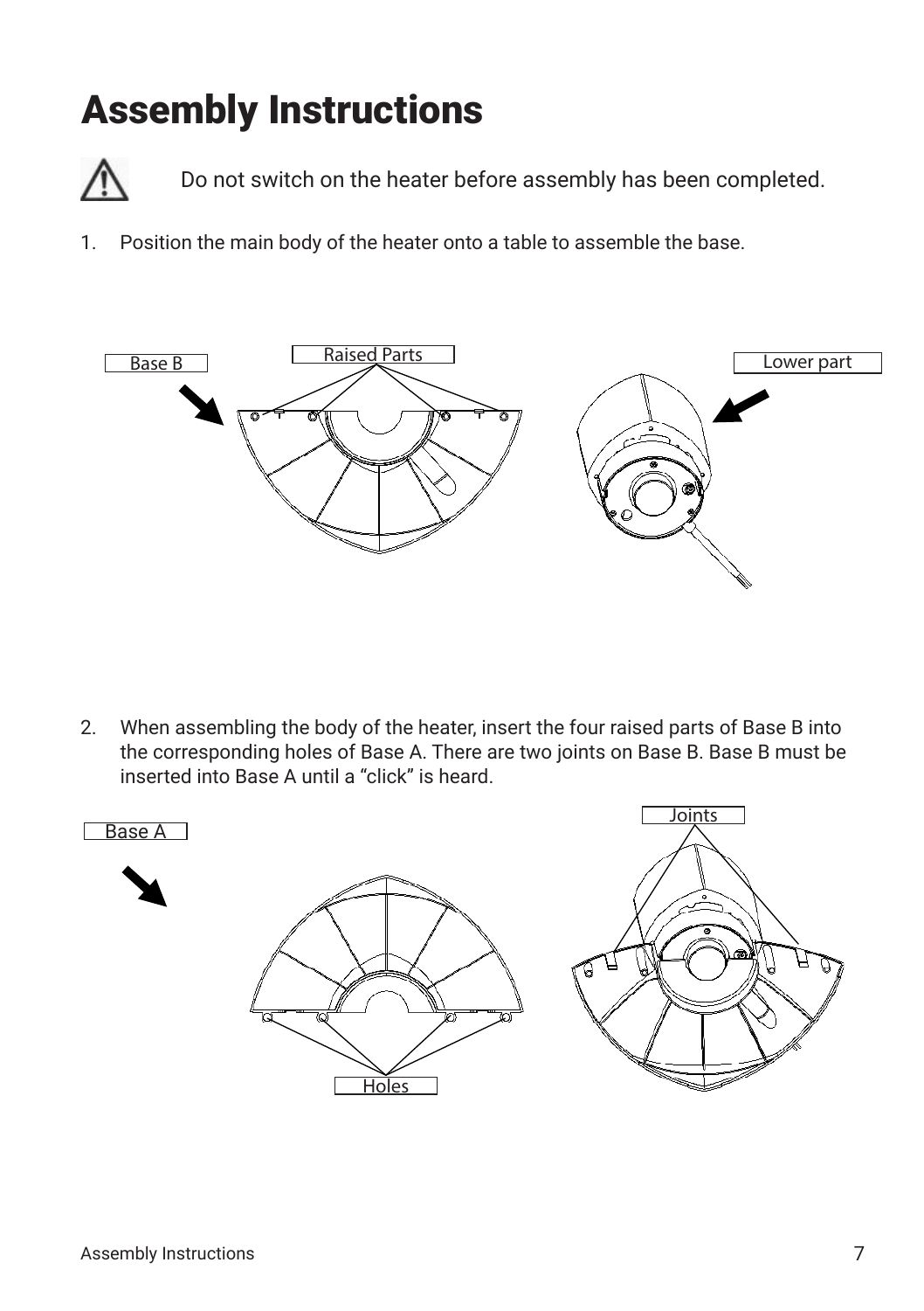# Assembly Instructions

Do not switch on the heater before assembly has been completed.

1. Position the main body of the heater onto a table to assemble the base.

Base B

Raised Parts

Lower part

2. When assembling the body of the heater, insert the four raised parts of Base B into the corresponding holes of Base A. There are two joints on Base B. Base B must be inserted into Base A until a "click" is heard.

Base A

Holes

Joints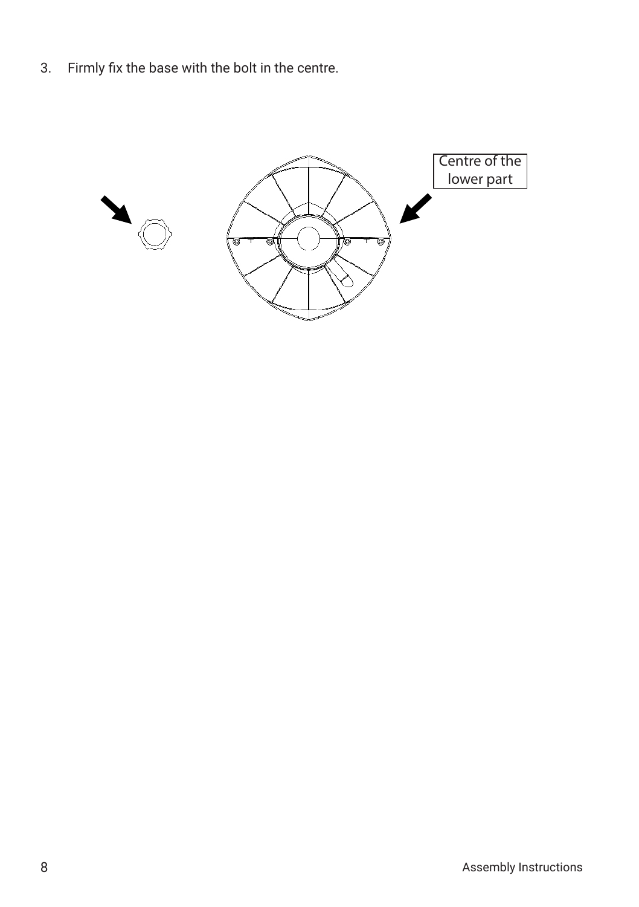3. Firmly fix the base with the bolt in the centre.

Centre of the lower part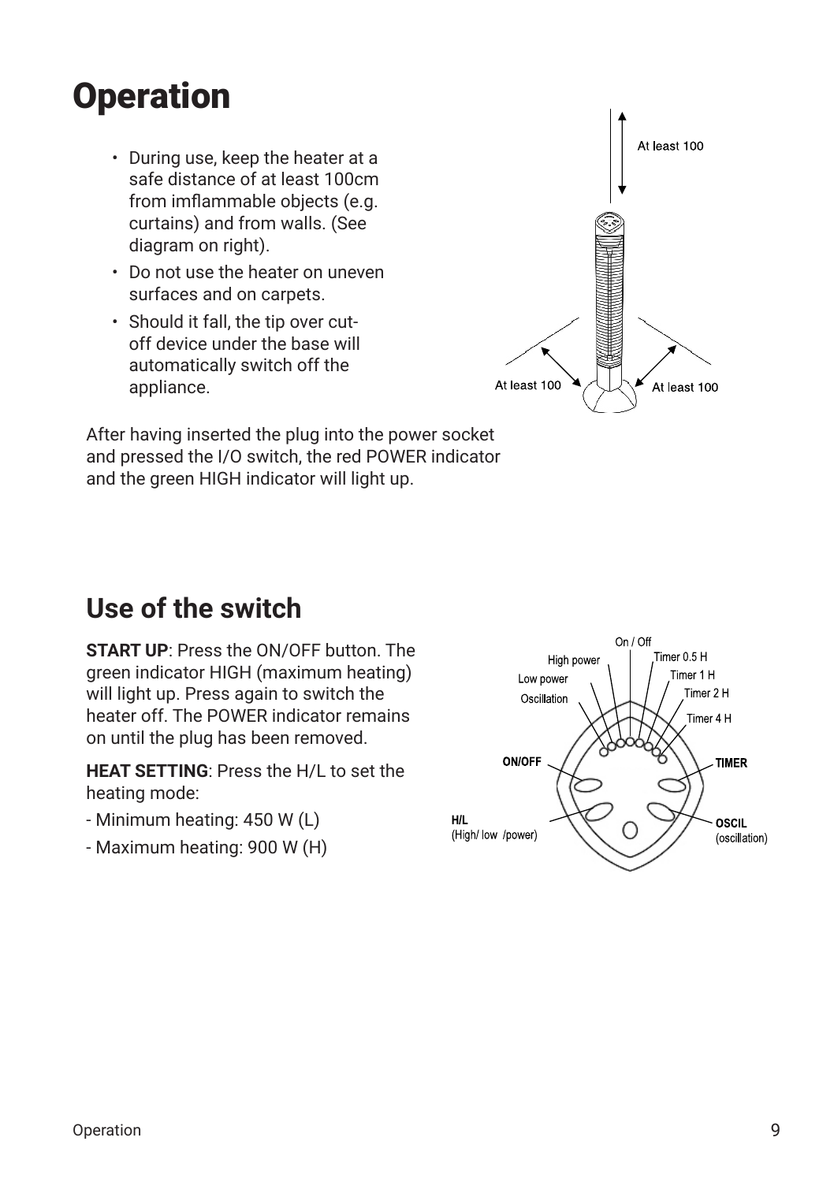# Operation

- During use, keep the heater at a safe distance of at least 100cm from imflammable objects (e.g. curtains) and from walls. (See diagram on right).
- Do not use the heater on uneven surfaces and on carpets.
- Should it fall, the tip over cut-off device under the base will automatically switch off the appliance.

After having inserted the plug into the power socket and pressed the I/O switch, the red POWER indicator and the green HIGH indicator will light up.

## Use of the switch

**START UP**: Press the ON/OFF button. The green indicator HIGH (maximum heating) will light up. Press again to switch the heater off. The POWER indicator remains on until the plug has been removed.

**HEAT SETTING**: Press the H/L to set the heating mode:

- Minimum heating: 450 W (L)

- Maximum heating: 900 W (H)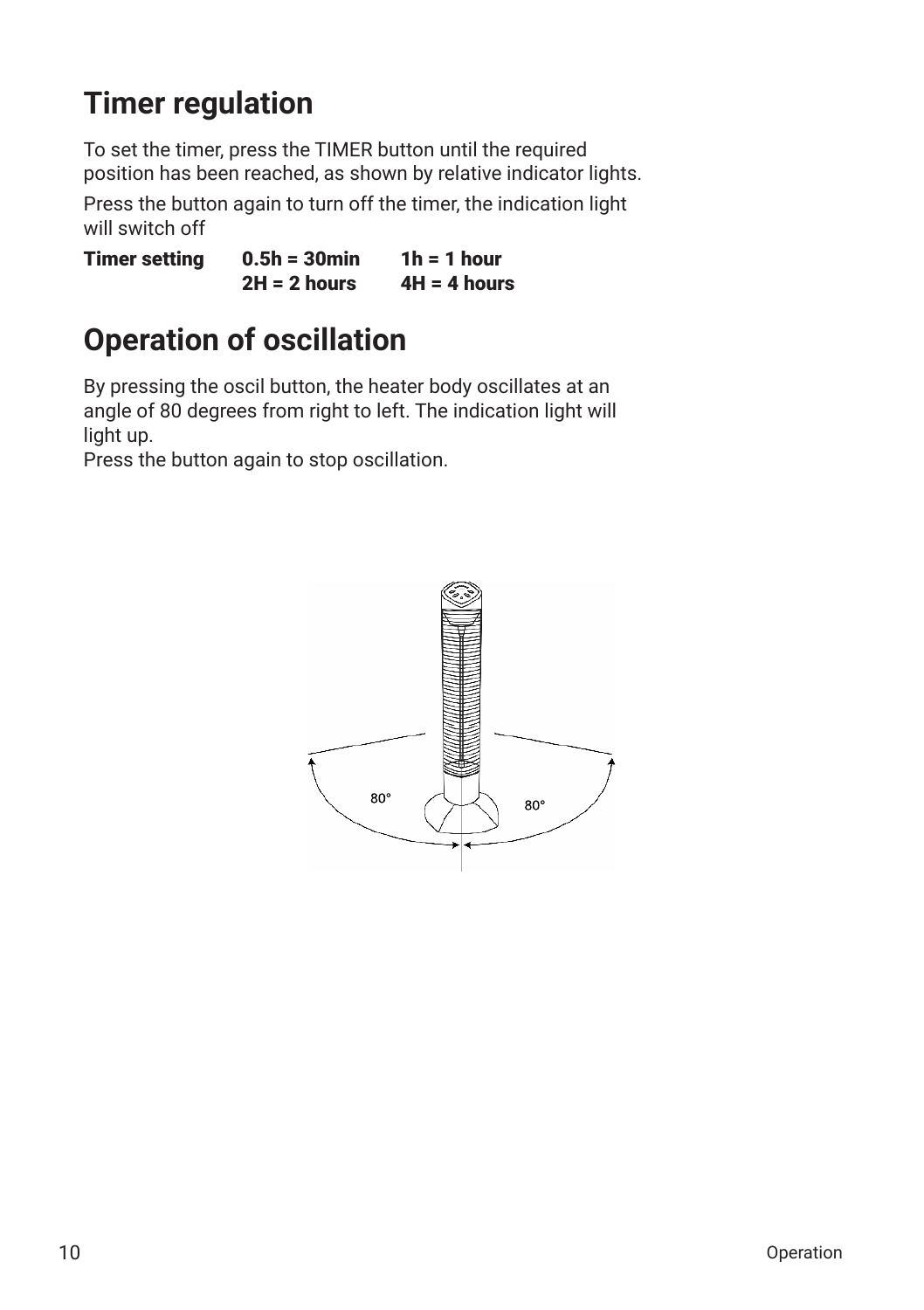## Timer regulation

To set the timer, press the TIMER button until the required position has been reached, as shown by relative indicator lights.

Press the button again to turn off the timer, the indication light will switch off

| **Timer setting** | **0.5h = 30min** | **1h = 1 hour** |
|---|---|---|
| | **2H = 2 hours** | **4H = 4 hours** |

## Operation of oscillation

By pressing the oscil button, the heater body oscillates at an angle of 80 degrees from right to left. The indication light will light up.
Press the button again to stop oscillation.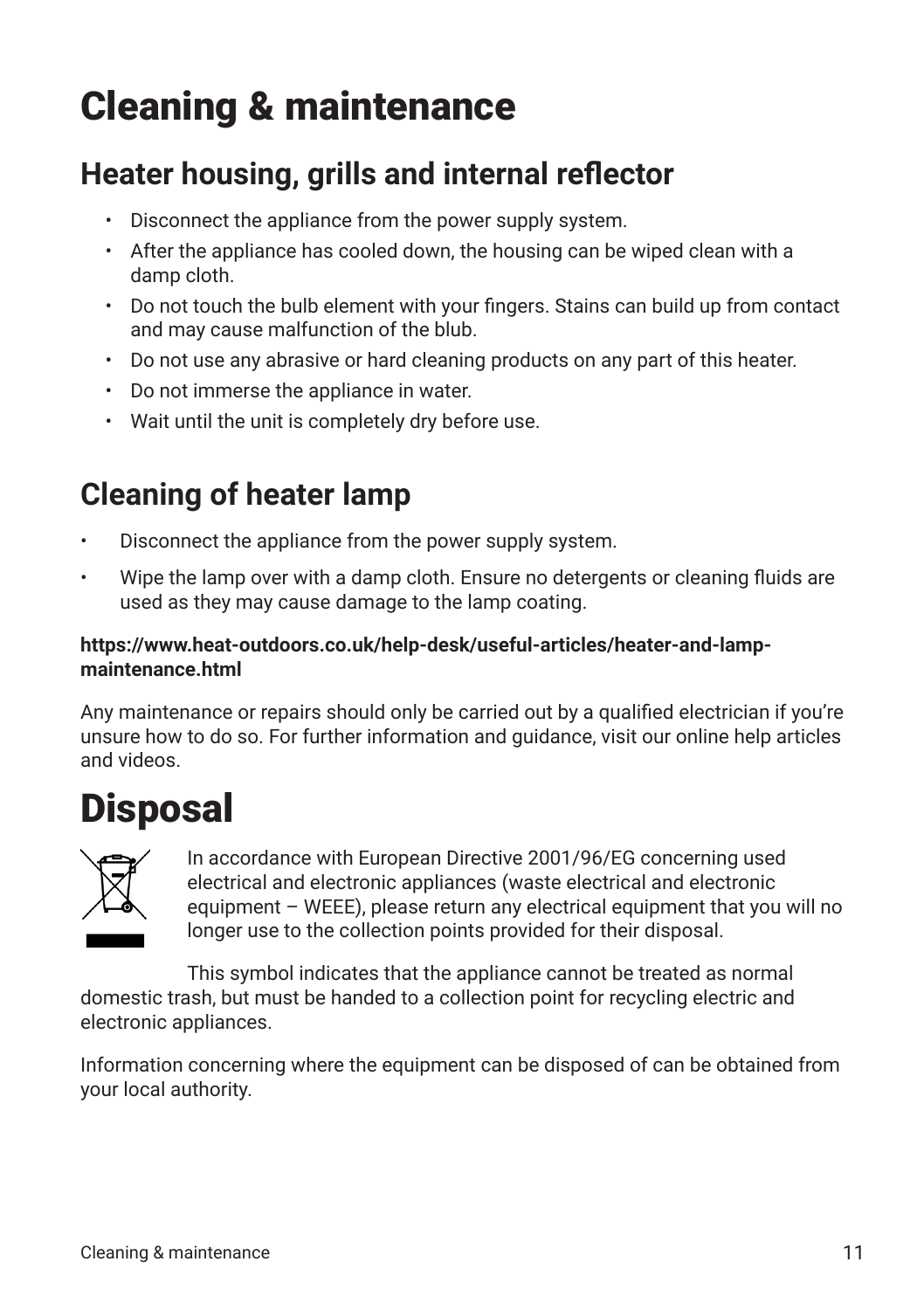# Cleaning & maintenance

## Heater housing, grills and internal reflector

- Disconnect the appliance from the power supply system.
- After the appliance has cooled down, the housing can be wiped clean with a damp cloth.
- Do not touch the bulb element with your fingers. Stains can build up from contact and may cause malfunction of the blub.
- Do not use any abrasive or hard cleaning products on any part of this heater.
- Do not immerse the appliance in water.
- Wait until the unit is completely dry before use.

## Cleaning of heater lamp

- Disconnect the appliance from the power supply system.
- Wipe the lamp over with a damp cloth. Ensure no detergents or cleaning fluids are used as they may cause damage to the lamp coating.

**https://www.heat-outdoors.co.uk/help-desk/useful-articles/heater-and-lamp-maintenance.html**

Any maintenance or repairs should only be carried out by a qualified electrician if you're unsure how to do so. For further information and guidance, visit our online help articles and videos.

# Disposal

In accordance with European Directive 2001/96/EG concerning used electrical and electronic appliances (waste electrical and electronic equipment – WEEE), please return any electrical equipment that you will no longer use to the collection points provided for their disposal.

This symbol indicates that the appliance cannot be treated as normal domestic trash, but must be handed to a collection point for recycling electric and electronic appliances.

Information concerning where the equipment can be disposed of can be obtained from your local authority.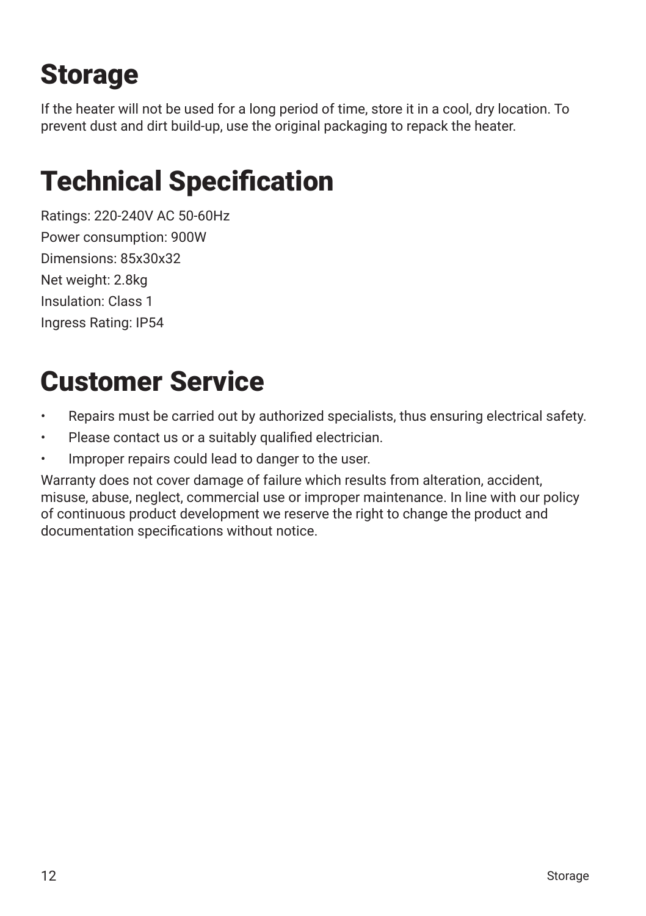# Storage

If the heater will not be used for a long period of time, store it in a cool, dry location. To prevent dust and dirt build-up, use the original packaging to repack the heater.

# Technical Specification

Ratings: 220-240V AC 50-60Hz

Power consumption: 900W

Dimensions: 85x30x32

Net weight: 2.8kg

Insulation: Class 1

Ingress Rating: IP54

# Customer Service

- Repairs must be carried out by authorized specialists, thus ensuring electrical safety.
- Please contact us or a suitably qualified electrician.
- Improper repairs could lead to danger to the user.

Warranty does not cover damage of failure which results from alteration, accident, misuse, abuse, neglect, commercial use or improper maintenance. In line with our policy of continuous product development we reserve the right to change the product and documentation specifications without notice.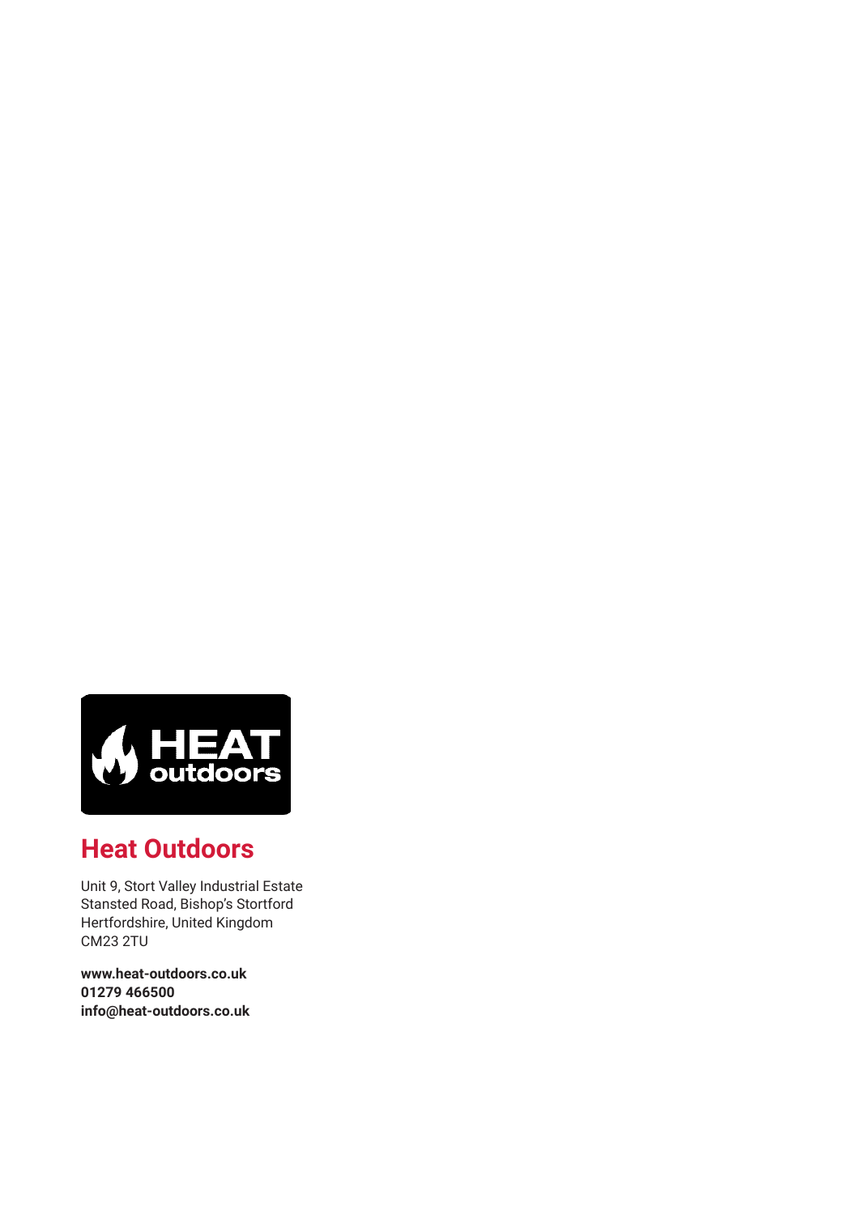## Heat Outdoors

Unit 9, Stort Valley Industrial Estate
Stansted Road, Bishop's Stortford
Hertfordshire, United Kingdom
CM23 2TU

**www.heat-outdoors.co.uk**
**01279 466500**
**info@heat-outdoors.co.uk**